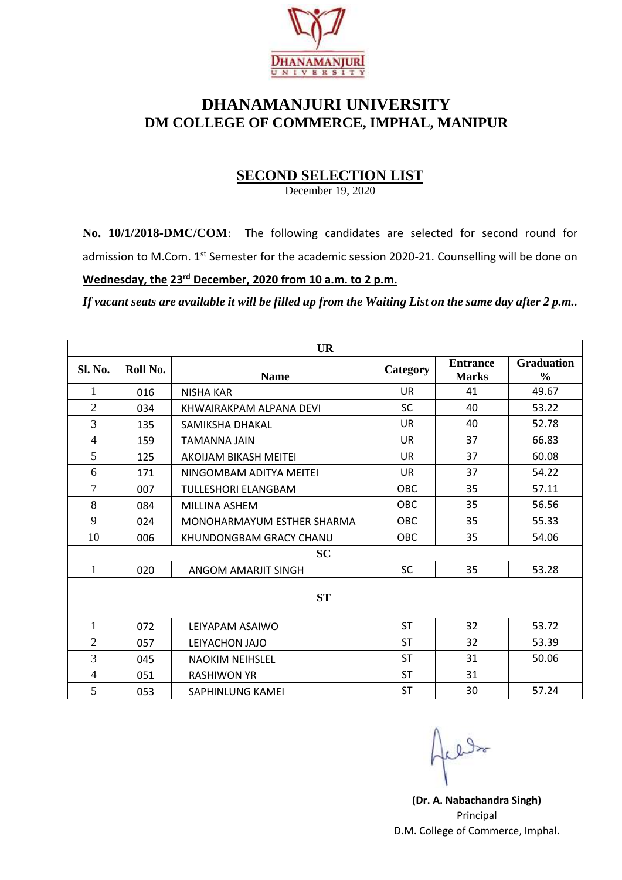# DHANAMANJURI UNIVERSITY
## DM COLLEGE OF COMMERCE, IMPHAL, MANIPUR

### SECOND SELECTION LIST

December 19, 2020

**No. 10/1/2018-DMC/COM**: The following candidates are selected for second round for admission to M.Com. 1st Semester for the academic session 2020-21. Counselling will be done on **Wednesday, the 23rd December, 2020 from 10 a.m. to 2 p.m.**

***If vacant seats are available it will be filled up from the Waiting List on the same day after 2 p.m..***

| Sl. No. | Roll No. | Name | Category | Entrance Marks | Graduation % |
|---|---|---|---|---|---|
| **UR** | | | | | |
| 1 | 016 | NISHA KAR | UR | 41 | 49.67 |
| 2 | 034 | KHWAIRAKPAM ALPANA DEVI | SC | 40 | 53.22 |
| 3 | 135 | SAMIKSHA DHAKAL | UR | 40 | 52.78 |
| 4 | 159 | TAMANNA JAIN | UR | 37 | 66.83 |
| 5 | 125 | AKOIJAM BIKASH MEITEI | UR | 37 | 60.08 |
| 6 | 171 | NINGOMBAM ADITYA MEITEI | UR | 37 | 54.22 |
| 7 | 007 | TULLESHORI ELANGBAM | OBC | 35 | 57.11 |
| 8 | 084 | MILLINA ASHEM | OBC | 35 | 56.56 |
| 9 | 024 | MONOHARMAYUM ESTHER SHARMA | OBC | 35 | 55.33 |
| 10 | 006 | KHUNDONGBAM GRACY CHANU | OBC | 35 | 54.06 |
| **SC** | | | | | |
| 1 | 020 | ANGOM AMARJIT SINGH | SC | 35 | 53.28 |
| **ST** | | | | | |
| 1 | 072 | LEIYAPAM ASAIWO | ST | 32 | 53.72 |
| 2 | 057 | LEIYACHON JAJO | ST | 32 | 53.39 |
| 3 | 045 | NAOKIM NEIHSLEL | ST | 31 | 50.06 |
| 4 | 051 | RASHIWON YR | ST | 31 | |
| 5 | 053 | SAPHINLUNG KAMEI | ST | 30 | 57.24 |

**(Dr. A. Nabachandra Singh)**
Principal
D.M. College of Commerce, Imphal.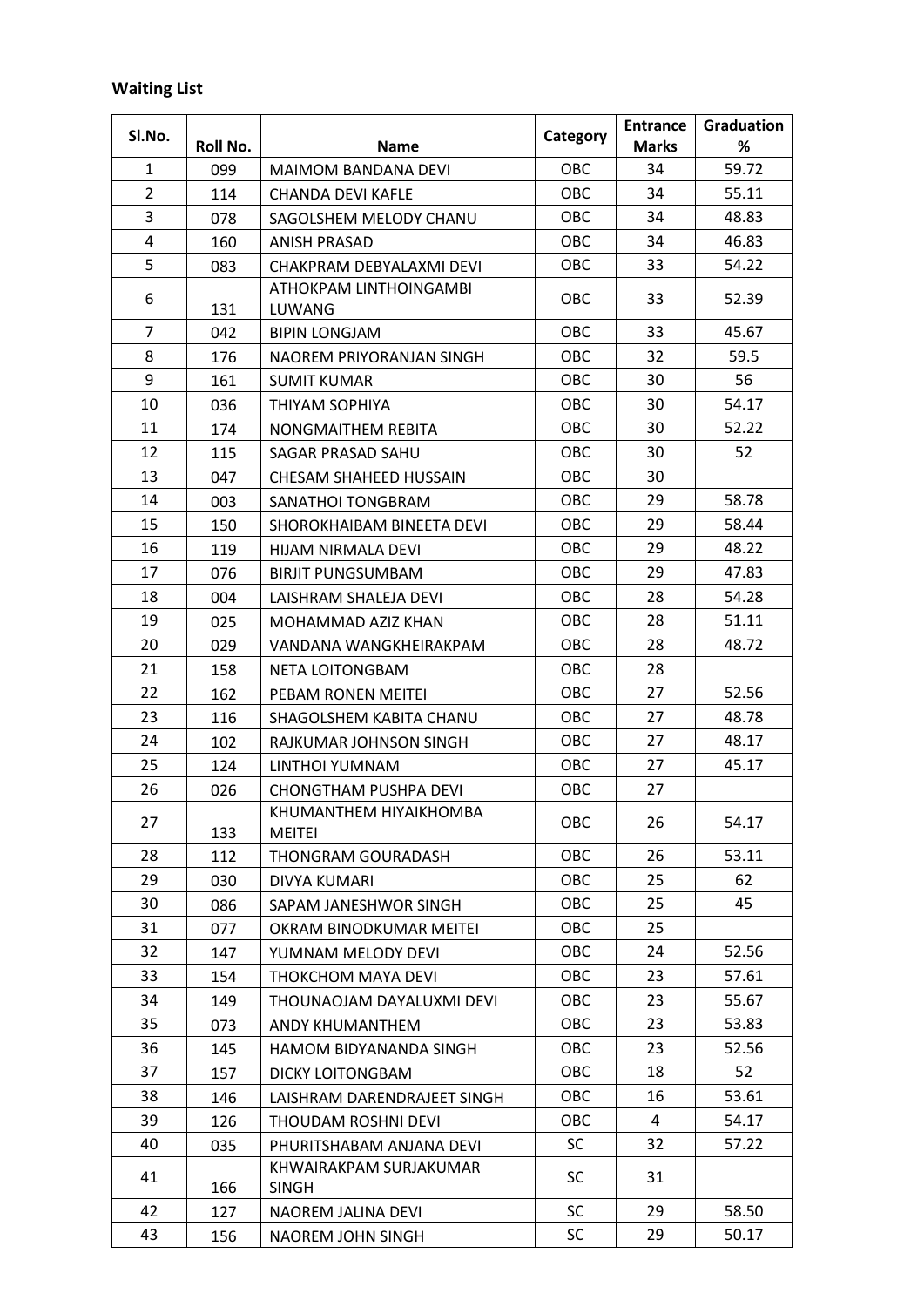**Waiting List**

| Sl.No. | Roll No. | Name | Category | Entrance Marks | Graduation % |
|---|---|---|---|---|---|
| 1 | 099 | MAIMOM BANDANA DEVI | OBC | 34 | 59.72 |
| 2 | 114 | CHANDA DEVI KAFLE | OBC | 34 | 55.11 |
| 3 | 078 | SAGOLSHEM MELODY CHANU | OBC | 34 | 48.83 |
| 4 | 160 | ANISH PRASAD | OBC | 34 | 46.83 |
| 5 | 083 | CHAKPRAM DEBYALAXMI DEVI | OBC | 33 | 54.22 |
| 6 | 131 | ATHOKPAM LINTHOINGAMBI LUWANG | OBC | 33 | 52.39 |
| 7 | 042 | BIPIN LONGJAM | OBC | 33 | 45.67 |
| 8 | 176 | NAOREM PRIYORANJAN SINGH | OBC | 32 | 59.5 |
| 9 | 161 | SUMIT KUMAR | OBC | 30 | 56 |
| 10 | 036 | THIYAM SOPHIYA | OBC | 30 | 54.17 |
| 11 | 174 | NONGMAITHEM REBITA | OBC | 30 | 52.22 |
| 12 | 115 | SAGAR PRASAD SAHU | OBC | 30 | 52 |
| 13 | 047 | CHESAM SHAHEED HUSSAIN | OBC | 30 | |
| 14 | 003 | SANATHOI TONGBRAM | OBC | 29 | 58.78 |
| 15 | 150 | SHOROKHAIBAM BINEETA DEVI | OBC | 29 | 58.44 |
| 16 | 119 | HIJAM NIRMALA DEVI | OBC | 29 | 48.22 |
| 17 | 076 | BIRJIT PUNGSUMBAM | OBC | 29 | 47.83 |
| 18 | 004 | LAISHRAM SHALEJA DEVI | OBC | 28 | 54.28 |
| 19 | 025 | MOHAMMAD AZIZ KHAN | OBC | 28 | 51.11 |
| 20 | 029 | VANDANA WANGKHEIRAKPAM | OBC | 28 | 48.72 |
| 21 | 158 | NETA LOITONGBAM | OBC | 28 | |
| 22 | 162 | PEBAM RONEN MEITEI | OBC | 27 | 52.56 |
| 23 | 116 | SHAGOLSHEM KABITA CHANU | OBC | 27 | 48.78 |
| 24 | 102 | RAJKUMAR JOHNSON SINGH | OBC | 27 | 48.17 |
| 25 | 124 | LINTHOI YUMNAM | OBC | 27 | 45.17 |
| 26 | 026 | CHONGTHAM PUSHPA DEVI | OBC | 27 | |
| 27 | 133 | KHUMANTHEM HIYAIKHOMBA MEITEI | OBC | 26 | 54.17 |
| 28 | 112 | THONGRAM GOURADASH | OBC | 26 | 53.11 |
| 29 | 030 | DIVYA KUMARI | OBC | 25 | 62 |
| 30 | 086 | SAPAM JANESHWOR SINGH | OBC | 25 | 45 |
| 31 | 077 | OKRAM BINODKUMAR MEITEI | OBC | 25 | |
| 32 | 147 | YUMNAM MELODY DEVI | OBC | 24 | 52.56 |
| 33 | 154 | THOKCHOM MAYA DEVI | OBC | 23 | 57.61 |
| 34 | 149 | THOUNAOJAM DAYALUXMI DEVI | OBC | 23 | 55.67 |
| 35 | 073 | ANDY KHUMANTHEM | OBC | 23 | 53.83 |
| 36 | 145 | HAMOM BIDYANANDA SINGH | OBC | 23 | 52.56 |
| 37 | 157 | DICKY LOITONGBAM | OBC | 18 | 52 |
| 38 | 146 | LAISHRAM DARENDRAJEET SINGH | OBC | 16 | 53.61 |
| 39 | 126 | THOUDAM ROSHNI DEVI | OBC | 4 | 54.17 |
| 40 | 035 | PHURITSHABAM ANJANA DEVI | SC | 32 | 57.22 |
| 41 | 166 | KHWAIRAKPAM SURJAKUMAR SINGH | SC | 31 | |
| 42 | 127 | NAOREM JALINA DEVI | SC | 29 | 58.50 |
| 43 | 156 | NAOREM JOHN SINGH | SC | 29 | 50.17 |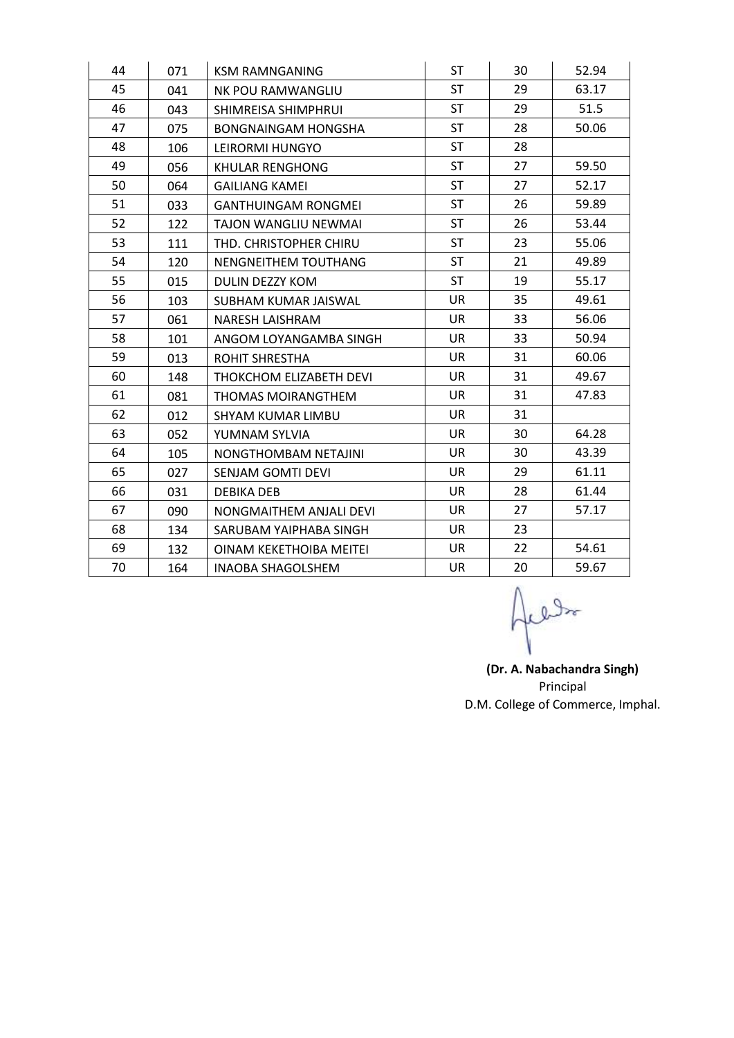| | | | | | |
|---|---|---|---|---|---|
| 44 | 071 | KSM RAMNGANING | ST | 30 | 52.94 |
| 45 | 041 | NK POU RAMWANGLIU | ST | 29 | 63.17 |
| 46 | 043 | SHIMREISA SHIMPHRUI | ST | 29 | 51.5 |
| 47 | 075 | BONGNAINGAM HONGSHA | ST | 28 | 50.06 |
| 48 | 106 | LEIRORMI HUNGYO | ST | 28 | |
| 49 | 056 | KHULAR RENGHONG | ST | 27 | 59.50 |
| 50 | 064 | GAILIANG KAMEI | ST | 27 | 52.17 |
| 51 | 033 | GANTHUINGAM RONGMEI | ST | 26 | 59.89 |
| 52 | 122 | TAJON WANGLIU NEWMAI | ST | 26 | 53.44 |
| 53 | 111 | THD. CHRISTOPHER CHIRU | ST | 23 | 55.06 |
| 54 | 120 | NENGNEITHEM TOUTHANG | ST | 21 | 49.89 |
| 55 | 015 | DULIN DEZZY KOM | ST | 19 | 55.17 |
| 56 | 103 | SUBHAM KUMAR JAISWAL | UR | 35 | 49.61 |
| 57 | 061 | NARESH LAISHRAM | UR | 33 | 56.06 |
| 58 | 101 | ANGOM LOYANGAMBA SINGH | UR | 33 | 50.94 |
| 59 | 013 | ROHIT SHRESTHA | UR | 31 | 60.06 |
| 60 | 148 | THOKCHOM ELIZABETH DEVI | UR | 31 | 49.67 |
| 61 | 081 | THOMAS MOIRANGTHEM | UR | 31 | 47.83 |
| 62 | 012 | SHYAM KUMAR LIMBU | UR | 31 | |
| 63 | 052 | YUMNAM SYLVIA | UR | 30 | 64.28 |
| 64 | 105 | NONGTHOMBAM NETAJINI | UR | 30 | 43.39 |
| 65 | 027 | SENJAM GOMTI DEVI | UR | 29 | 61.11 |
| 66 | 031 | DEBIKA DEB | UR | 28 | 61.44 |
| 67 | 090 | NONGMAITHEM ANJALI DEVI | UR | 27 | 57.17 |
| 68 | 134 | SARUBAM YAIPHABA SINGH | UR | 23 | |
| 69 | 132 | OINAM KEKETHOIBA MEITEI | UR | 22 | 54.61 |
| 70 | 164 | INAOBA SHAGOLSHEM | UR | 20 | 59.67 |

**(Dr. A. Nabachandra Singh)**
Principal
D.M. College of Commerce, Imphal.